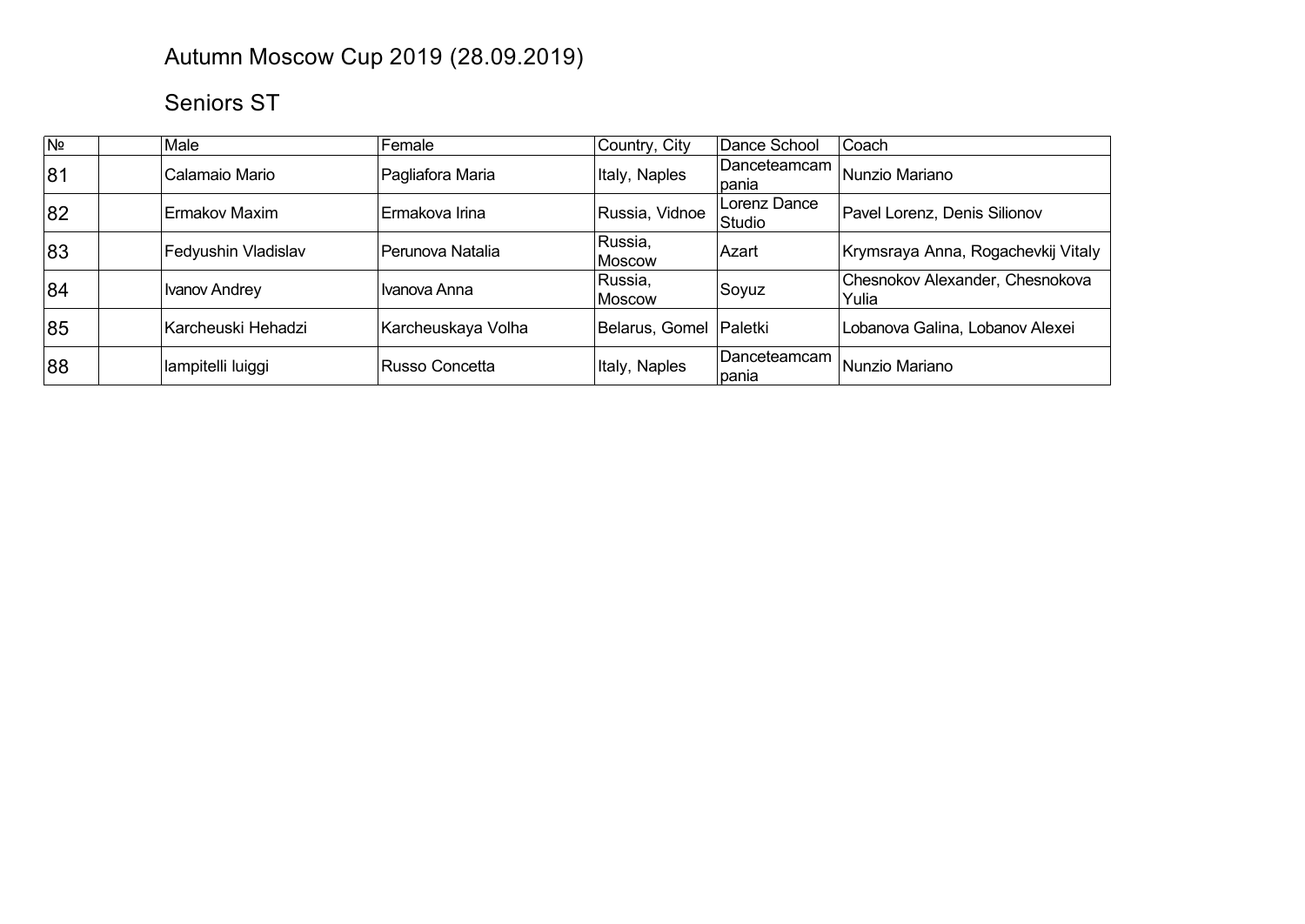# Autumn Moscow Cup 2019 (28.09.2019)

## Seniors ST

| № | | Male | Female | Country, City | Dance School | Coach |
|---|---|---|---|---|---|---|
| 81 | | Calamaio Mario | Pagliafora Maria | Italy, Naples | Danceteamcampania | Nunzio Mariano |
| 82 | | Ermakov Maxim | Ermakova Irina | Russia, Vidnoe | Lorenz Dance Studio | Pavel Lorenz, Denis Silionov |
| 83 | | Fedyushin Vladislav | Perunova Natalia | Russia, Moscow | Azart | Krymsraya Anna, Rogachevkij Vitaly |
| 84 | | Ivanov Andrey | Ivanova Anna | Russia, Moscow | Soyuz | Chesnokov Alexander, Chesnokova Yulia |
| 85 | | Karcheuski Hehadzi | Karcheuskaya Volha | Belarus, Gomel | Paletki | Lobanova Galina, Lobanov Alexei |
| 88 | | Iampitelli luiggi | Russo Concetta | Italy, Naples | Danceteamcampania | Nunzio Mariano |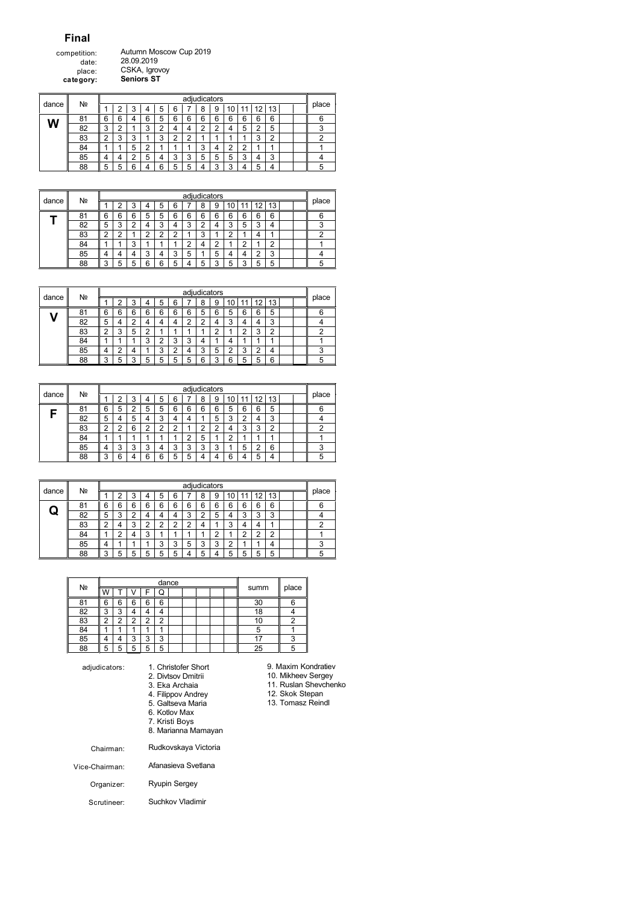## Final

competition: Autumn Moscow Cup 2019
date: 28.09.2019
place: CSKA, Igrovoy
**category:** **Seniors ST**

| dance | № | 1 | 2 | 3 | 4 | 5 | 6 | 7 | 8 | 9 | 10 | 11 | 12 | 13 | place |
|---|---|---|---|---|---|---|---|---|---|---|---|---|---|---|---|
| **W** | 81 | 6 | 6 | 4 | 6 | 5 | 6 | 6 | 6 | 6 | 6 | 6 | 6 | 6 | 6 |
| | 82 | 3 | 2 | 1 | 3 | 2 | 4 | 4 | 2 | 2 | 4 | 5 | 2 | 5 | 3 |
| | 83 | 2 | 3 | 3 | 1 | 3 | 2 | 2 | 1 | 1 | 1 | 1 | 3 | 2 | 2 |
| | 84 | 1 | 1 | 5 | 2 | 1 | 1 | 1 | 3 | 4 | 2 | 2 | 1 | 1 | 1 |
| | 85 | 4 | 4 | 2 | 5 | 4 | 3 | 3 | 5 | 5 | 5 | 3 | 4 | 3 | 4 |
| | 88 | 5 | 5 | 6 | 4 | 6 | 5 | 5 | 4 | 3 | 3 | 4 | 5 | 4 | 5 |

| dance | № | 1 | 2 | 3 | 4 | 5 | 6 | 7 | 8 | 9 | 10 | 11 | 12 | 13 | place |
|---|---|---|---|---|---|---|---|---|---|---|---|---|---|---|---|
| **T** | 81 | 6 | 6 | 6 | 5 | 5 | 6 | 6 | 6 | 6 | 6 | 6 | 6 | 6 | 6 |
| | 82 | 5 | 3 | 2 | 4 | 3 | 4 | 3 | 2 | 4 | 3 | 5 | 3 | 4 | 3 |
| | 83 | 2 | 2 | 1 | 2 | 2 | 2 | 1 | 3 | 1 | 2 | 1 | 4 | 1 | 2 |
| | 84 | 1 | 1 | 3 | 1 | 1 | 1 | 2 | 4 | 2 | 1 | 2 | 1 | 2 | 1 |
| | 85 | 4 | 4 | 4 | 3 | 4 | 3 | 5 | 1 | 5 | 4 | 4 | 2 | 3 | 4 |
| | 88 | 3 | 5 | 5 | 6 | 6 | 5 | 4 | 5 | 3 | 5 | 3 | 5 | 5 | 5 |

| dance | № | 1 | 2 | 3 | 4 | 5 | 6 | 7 | 8 | 9 | 10 | 11 | 12 | 13 | place |
|---|---|---|---|---|---|---|---|---|---|---|---|---|---|---|---|
| **V** | 81 | 6 | 6 | 6 | 6 | 6 | 6 | 6 | 5 | 6 | 5 | 6 | 6 | 5 | 6 |
| | 82 | 5 | 4 | 2 | 4 | 4 | 4 | 2 | 2 | 4 | 3 | 4 | 4 | 3 | 4 |
| | 83 | 2 | 3 | 5 | 2 | 1 | 1 | 1 | 1 | 2 | 1 | 2 | 3 | 2 | 2 |
| | 84 | 1 | 1 | 1 | 3 | 2 | 3 | 3 | 4 | 1 | 4 | 1 | 1 | 1 | 1 |
| | 85 | 4 | 2 | 4 | 1 | 3 | 2 | 4 | 3 | 5 | 2 | 3 | 2 | 4 | 3 |
| | 88 | 3 | 5 | 3 | 5 | 5 | 5 | 5 | 6 | 3 | 6 | 5 | 5 | 6 | 5 |

| dance | № | 1 | 2 | 3 | 4 | 5 | 6 | 7 | 8 | 9 | 10 | 11 | 12 | 13 | place |
|---|---|---|---|---|---|---|---|---|---|---|---|---|---|---|---|
| **F** | 81 | 6 | 5 | 2 | 5 | 5 | 6 | 6 | 6 | 6 | 5 | 6 | 6 | 5 | 6 |
| | 82 | 5 | 4 | 5 | 4 | 3 | 4 | 4 | 1 | 5 | 3 | 2 | 4 | 3 | 4 |
| | 83 | 2 | 2 | 6 | 2 | 2 | 2 | 1 | 2 | 2 | 4 | 3 | 3 | 2 | 2 |
| | 84 | 1 | 1 | 1 | 1 | 1 | 1 | 2 | 5 | 1 | 2 | 1 | 1 | 1 | 1 |
| | 85 | 4 | 3 | 3 | 3 | 4 | 3 | 3 | 3 | 3 | 1 | 5 | 2 | 6 | 3 |
| | 88 | 3 | 6 | 4 | 6 | 6 | 5 | 5 | 4 | 4 | 6 | 4 | 5 | 4 | 5 |

| dance | № | 1 | 2 | 3 | 4 | 5 | 6 | 7 | 8 | 9 | 10 | 11 | 12 | 13 | place |
|---|---|---|---|---|---|---|---|---|---|---|---|---|---|---|---|
| **Q** | 81 | 6 | 6 | 6 | 6 | 6 | 6 | 6 | 6 | 6 | 6 | 6 | 6 | 6 | 6 |
| | 82 | 5 | 3 | 2 | 4 | 4 | 4 | 3 | 2 | 5 | 4 | 3 | 3 | 3 | 4 |
| | 83 | 2 | 4 | 3 | 2 | 2 | 2 | 2 | 4 | 1 | 3 | 4 | 4 | 1 | 2 |
| | 84 | 1 | 2 | 4 | 3 | 1 | 1 | 1 | 1 | 2 | 1 | 2 | 2 | 2 | 1 |
| | 85 | 4 | 1 | 1 | 1 | 3 | 3 | 5 | 3 | 3 | 2 | 1 | 1 | 4 | 3 |
| | 88 | 3 | 5 | 5 | 5 | 5 | 5 | 4 | 5 | 4 | 5 | 5 | 5 | 5 | 5 |

| № | W | T | V | F | Q | summ | place |
|---|---|---|---|---|---|---|---|
| 81 | 6 | 6 | 6 | 6 | 6 | 30 | 6 |
| 82 | 3 | 3 | 4 | 4 | 4 | 18 | 4 |
| 83 | 2 | 2 | 2 | 2 | 2 | 10 | 2 |
| 84 | 1 | 1 | 1 | 1 | 1 | 5 | 1 |
| 85 | 4 | 4 | 3 | 3 | 3 | 17 | 3 |
| 88 | 5 | 5 | 5 | 5 | 5 | 25 | 5 |

adjudicators:
1. Christofer Short
2. Divtsov Dmitrii
3. Eka Archaia
4. Filippov Andrey
5. Galtseva Maria
6. Kotlov Max
7. Kristi Boys
8. Marianna Mamayan
9. Maxim Kondratiev
10. Mikheev Sergey
11. Ruslan Shevchenko
12. Skok Stepan
13. Tomasz Reindl

Chairman: Rudkovskaya Victoria

Vice-Chairman: Afanasieva Svetlana

Organizer: Ryupin Sergey

Scrutineer: Suchkov Vladimir